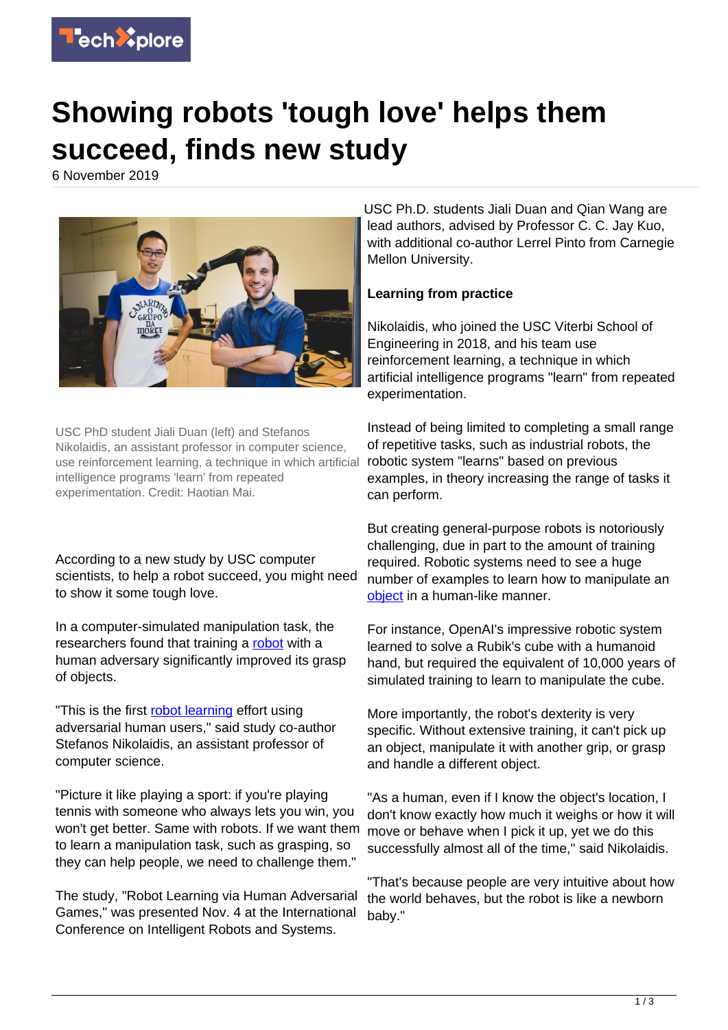# Showing robots 'tough love' helps them succeed, finds new study

6 November 2019

USC PhD student Jiali Duan (left) and Stefanos Nikolaidis, an assistant professor in computer science, use reinforcement learning, a technique in which artificial intelligence programs 'learn' from repeated experimentation. Credit: Haotian Mai.

According to a new study by USC computer scientists, to help a robot succeed, you might need to show it some tough love.

In a computer-simulated manipulation task, the researchers found that training a robot with a human adversary significantly improved its grasp of objects.

"This is the first robot learning effort using adversarial human users," said study co-author Stefanos Nikolaidis, an assistant professor of computer science.

"Picture it like playing a sport: if you're playing tennis with someone who always lets you win, you won't get better. Same with robots. If we want them to learn a manipulation task, such as grasping, so they can help people, we need to challenge them."

The study, "Robot Learning via Human Adversarial Games," was presented Nov. 4 at the International Conference on Intelligent Robots and Systems.

USC Ph.D. students Jiali Duan and Qian Wang are lead authors, advised by Professor C. C. Jay Kuo, with additional co-author Lerrel Pinto from Carnegie Mellon University.

**Learning from practice**

Nikolaidis, who joined the USC Viterbi School of Engineering in 2018, and his team use reinforcement learning, a technique in which artificial intelligence programs "learn" from repeated experimentation.

Instead of being limited to completing a small range of repetitive tasks, such as industrial robots, the robotic system "learns" based on previous examples, in theory increasing the range of tasks it can perform.

But creating general-purpose robots is notoriously challenging, due in part to the amount of training required. Robotic systems need to see a huge number of examples to learn how to manipulate an object in a human-like manner.

For instance, OpenAI's impressive robotic system learned to solve a Rubik's cube with a humanoid hand, but required the equivalent of 10,000 years of simulated training to learn to manipulate the cube.

More importantly, the robot's dexterity is very specific. Without extensive training, it can't pick up an object, manipulate it with another grip, or grasp and handle a different object.

"As a human, even if I know the object's location, I don't know exactly how much it weighs or how it will move or behave when I pick it up, yet we do this successfully almost all of the time," said Nikolaidis.

"That's because people are very intuitive about how the world behaves, but the robot is like a newborn baby."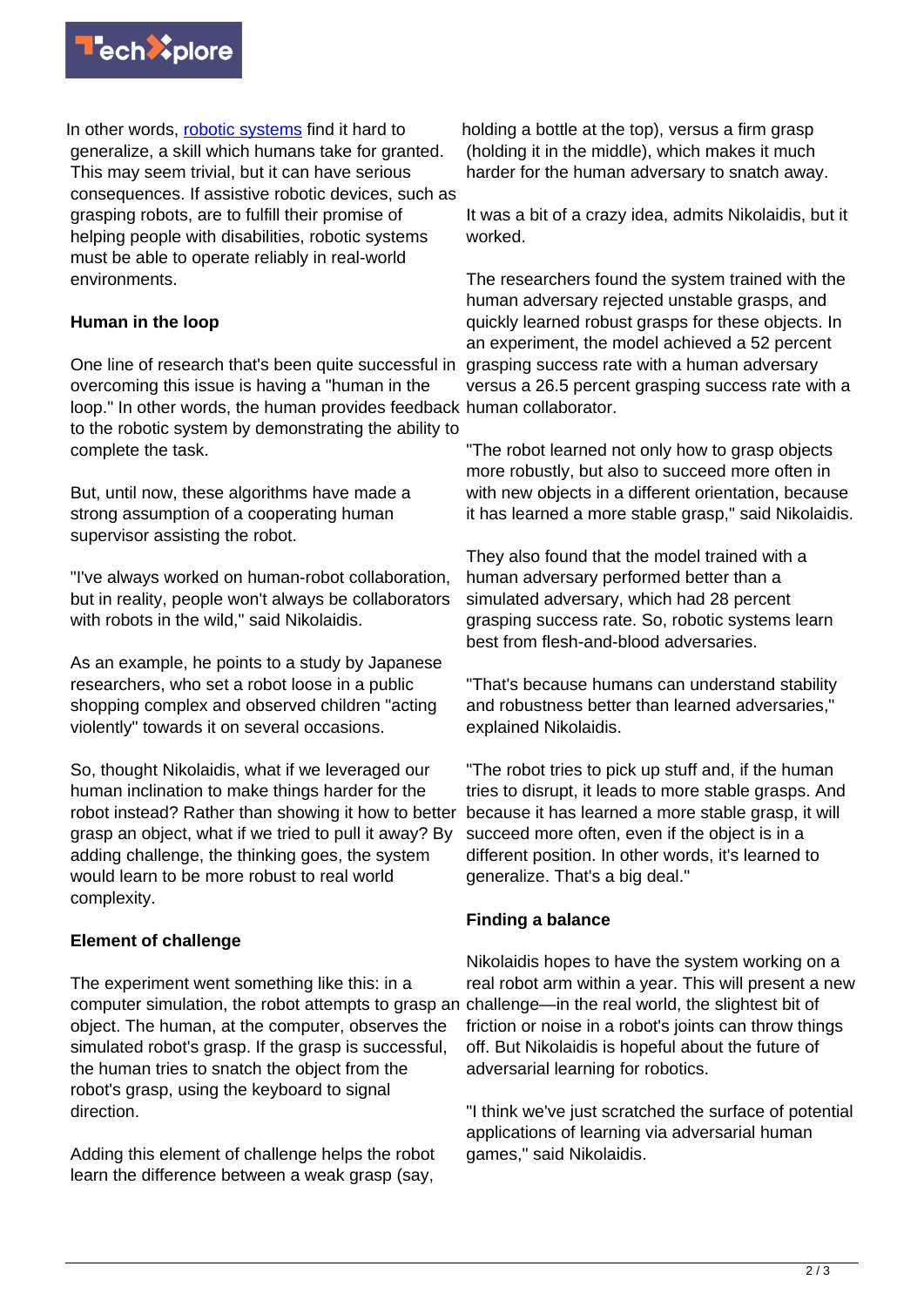In other words, robotic systems find it hard to generalize, a skill which humans take for granted. This may seem trivial, but it can have serious consequences. If assistive robotic devices, such as grasping robots, are to fulfill their promise of helping people with disabilities, robotic systems must be able to operate reliably in real-world environments.

**Human in the loop**

One line of research that's been quite successful in overcoming this issue is having a "human in the loop." In other words, the human provides feedback to the robotic system by demonstrating the ability to complete the task.

But, until now, these algorithms have made a strong assumption of a cooperating human supervisor assisting the robot.

"I've always worked on human-robot collaboration, but in reality, people won't always be collaborators with robots in the wild," said Nikolaidis.

As an example, he points to a study by Japanese researchers, who set a robot loose in a public shopping complex and observed children "acting violently" towards it on several occasions.

So, thought Nikolaidis, what if we leveraged our human inclination to make things harder for the robot instead? Rather than showing it how to better grasp an object, what if we tried to pull it away? By adding challenge, the thinking goes, the system would learn to be more robust to real world complexity.

**Element of challenge**

The experiment went something like this: in a computer simulation, the robot attempts to grasp an object. The human, at the computer, observes the simulated robot's grasp. If the grasp is successful, the human tries to snatch the object from the robot's grasp, using the keyboard to signal direction.

Adding this element of challenge helps the robot learn the difference between a weak grasp (say, holding a bottle at the top), versus a firm grasp (holding it in the middle), which makes it much harder for the human adversary to snatch away.

It was a bit of a crazy idea, admits Nikolaidis, but it worked.

The researchers found the system trained with the human adversary rejected unstable grasps, and quickly learned robust grasps for these objects. In an experiment, the model achieved a 52 percent grasping success rate with a human adversary versus a 26.5 percent grasping success rate with a human collaborator.

"The robot learned not only how to grasp objects more robustly, but also to succeed more often in with new objects in a different orientation, because it has learned a more stable grasp," said Nikolaidis.

They also found that the model trained with a human adversary performed better than a simulated adversary, which had 28 percent grasping success rate. So, robotic systems learn best from flesh-and-blood adversaries.

"That's because humans can understand stability and robustness better than learned adversaries," explained Nikolaidis.

"The robot tries to pick up stuff and, if the human tries to disrupt, it leads to more stable grasps. And because it has learned a more stable grasp, it will succeed more often, even if the object is in a different position. In other words, it's learned to generalize. That's a big deal."

**Finding a balance**

Nikolaidis hopes to have the system working on a real robot arm within a year. This will present a new challenge—in the real world, the slightest bit of friction or noise in a robot's joints can throw things off. But Nikolaidis is hopeful about the future of adversarial learning for robotics.

"I think we've just scratched the surface of potential applications of learning via adversarial human games," said Nikolaidis.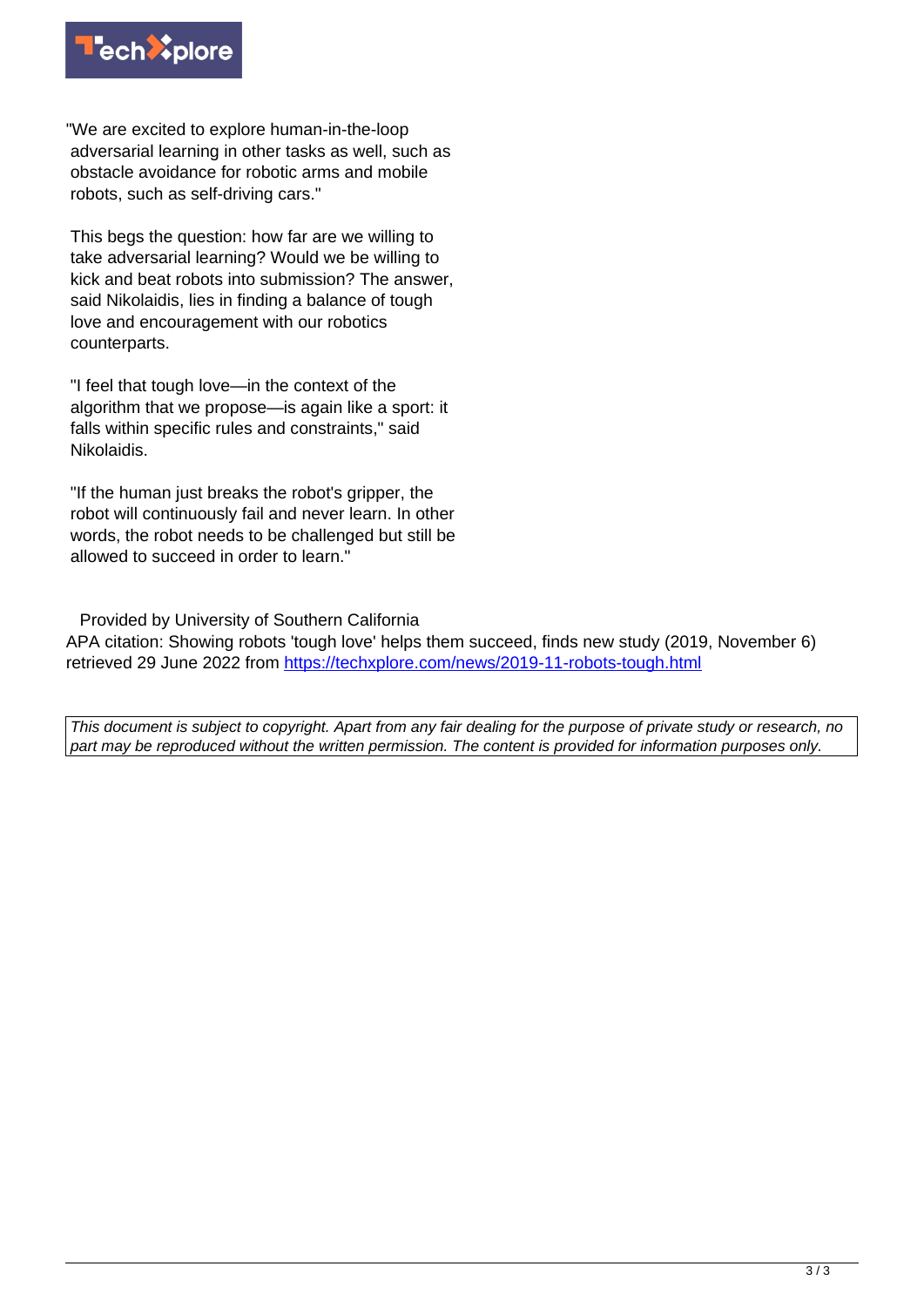"We are excited to explore human-in-the-loop adversarial learning in other tasks as well, such as obstacle avoidance for robotic arms and mobile robots, such as self-driving cars."

This begs the question: how far are we willing to take adversarial learning? Would we be willing to kick and beat robots into submission? The answer, said Nikolaidis, lies in finding a balance of tough love and encouragement with our robotics counterparts.

"I feel that tough love—in the context of the algorithm that we propose—is again like a sport: it falls within specific rules and constraints," said Nikolaidis.

"If the human just breaks the robot's gripper, the robot will continuously fail and never learn. In other words, the robot needs to be challenged but still be allowed to succeed in order to learn."

Provided by University of Southern California

APA citation: Showing robots 'tough love' helps them succeed, finds new study (2019, November 6) retrieved 29 June 2022 from https://techxplore.com/news/2019-11-robots-tough.html

*This document is subject to copyright. Apart from any fair dealing for the purpose of private study or research, no part may be reproduced without the written permission. The content is provided for information purposes only.*